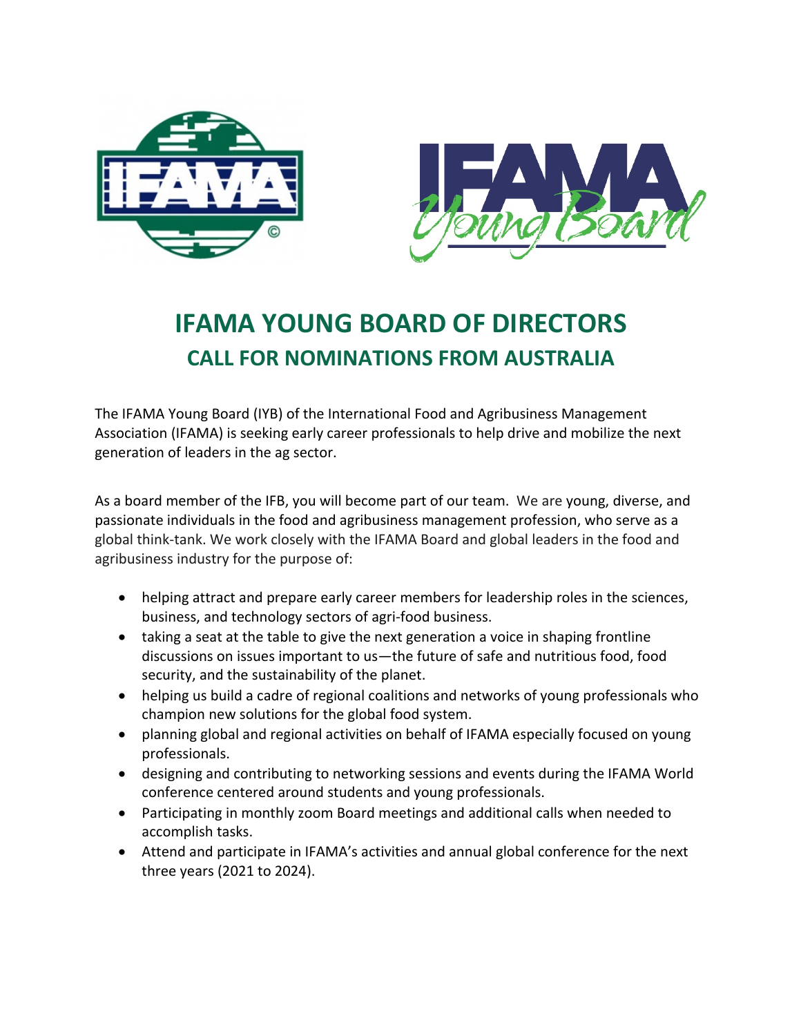# IFAMA YOUNG BOARD OF DIRECTORS

## CALL FOR NOMINATIONS FROM AUSTRALIA

The IFAMA Young Board (IYB) of the International Food and Agribusiness Management Association (IFAMA) is seeking early career professionals to help drive and mobilize the next generation of leaders in the ag sector.

As a board member of the IFB, you will become part of our team. We are young, diverse, and passionate individuals in the food and agribusiness management profession, who serve as a global think-tank. We work closely with the IFAMA Board and global leaders in the food and agribusiness industry for the purpose of:

- helping attract and prepare early career members for leadership roles in the sciences, business, and technology sectors of agri-food business.
- taking a seat at the table to give the next generation a voice in shaping frontline discussions on issues important to us—the future of safe and nutritious food, food security, and the sustainability of the planet.
- helping us build a cadre of regional coalitions and networks of young professionals who champion new solutions for the global food system.
- planning global and regional activities on behalf of IFAMA especially focused on young professionals.
- designing and contributing to networking sessions and events during the IFAMA World conference centered around students and young professionals.
- Participating in monthly zoom Board meetings and additional calls when needed to accomplish tasks.
- Attend and participate in IFAMA's activities and annual global conference for the next three years (2021 to 2024).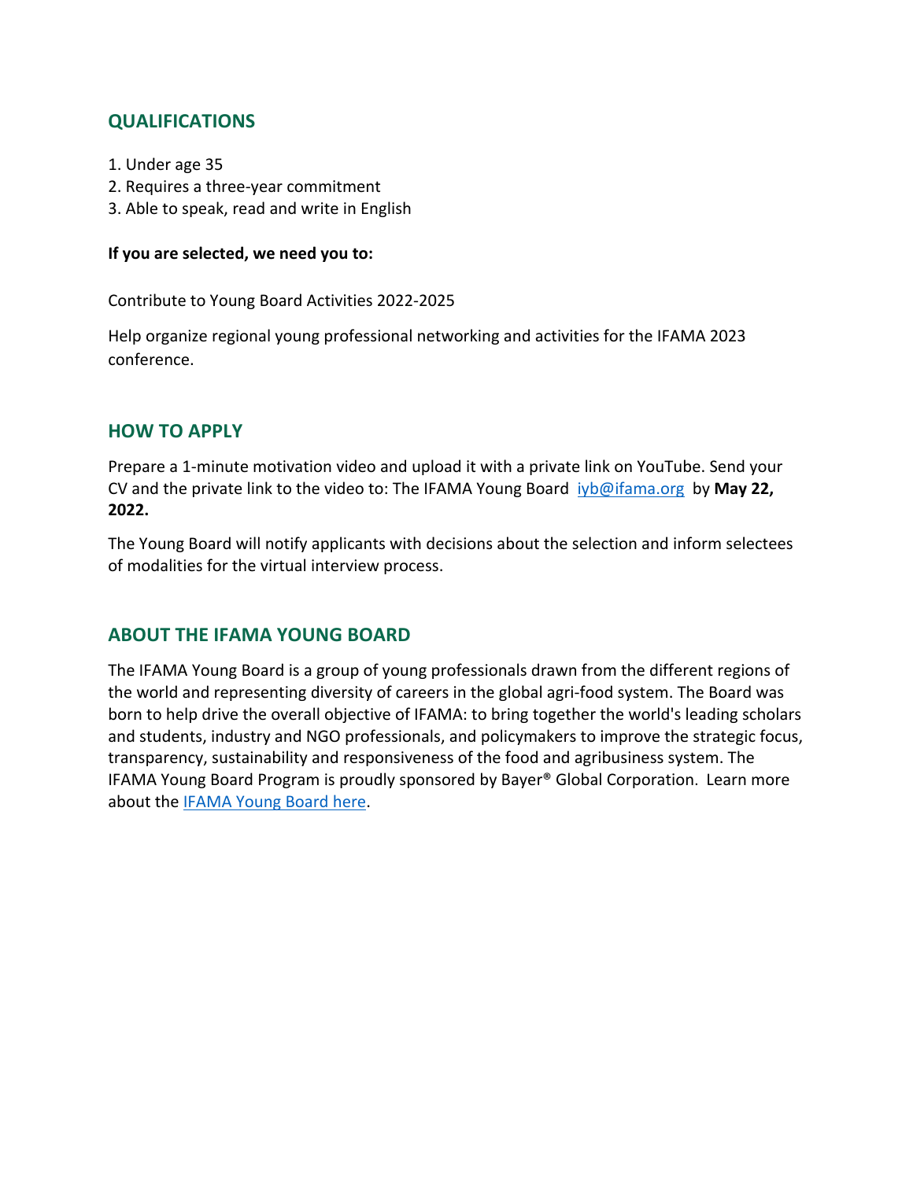## QUALIFICATIONS

1. Under age 35
2. Requires a three-year commitment
3. Able to speak, read and write in English

**If you are selected, we need you to:**

Contribute to Young Board Activities 2022-2025

Help organize regional young professional networking and activities for the IFAMA 2023 conference.

## HOW TO APPLY

Prepare a 1-minute motivation video and upload it with a private link on YouTube. Send your CV and the private link to the video to: The IFAMA Young Board iyb@ifama.org by **May 22, 2022.**

The Young Board will notify applicants with decisions about the selection and inform selectees of modalities for the virtual interview process.

## ABOUT THE IFAMA YOUNG BOARD

The IFAMA Young Board is a group of young professionals drawn from the different regions of the world and representing diversity of careers in the global agri-food system. The Board was born to help drive the overall objective of IFAMA: to bring together the world's leading scholars and students, industry and NGO professionals, and policymakers to improve the strategic focus, transparency, sustainability and responsiveness of the food and agribusiness system. The IFAMA Young Board Program is proudly sponsored by Bayer® Global Corporation. Learn more about the IFAMA Young Board here.